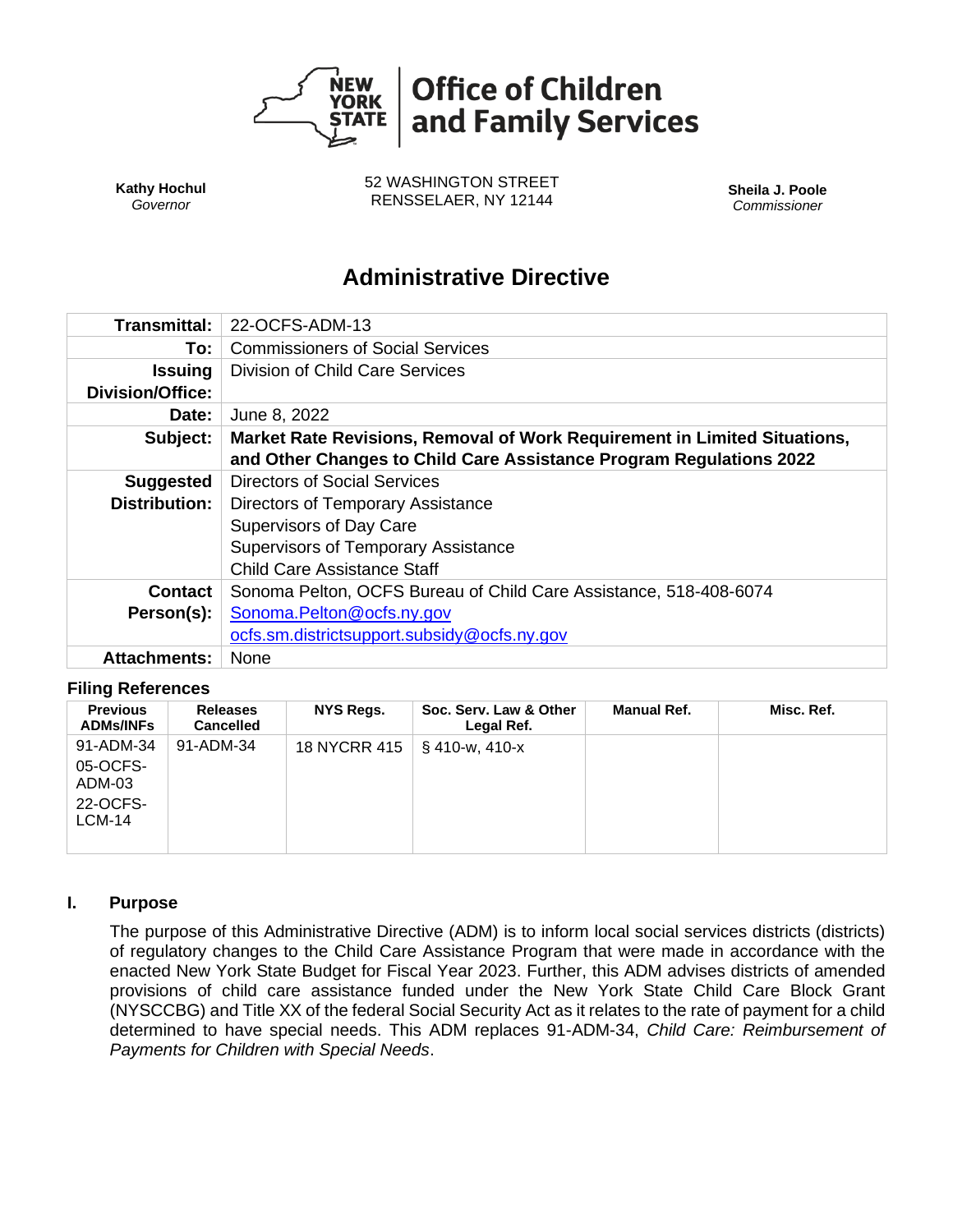# Office of Children and Family Services

**Kathy Hochul**
*Governor*

52 WASHINGTON STREET
RENSSELAER, NY 12144

**Sheila J. Poole**
*Commissioner*

## Administrative Directive

| | |
|---|---|
| **Transmittal:** | 22-OCFS-ADM-13 |
| **To:** | Commissioners of Social Services |
| **Issuing Division/Office:** | Division of Child Care Services |
| **Date:** | June 8, 2022 |
| **Subject:** | **Market Rate Revisions, Removal of Work Requirement in Limited Situations, and Other Changes to Child Care Assistance Program Regulations 2022** |
| **Suggested Distribution:** | Directors of Social Services<br>Directors of Temporary Assistance<br>Supervisors of Day Care<br>Supervisors of Temporary Assistance<br>Child Care Assistance Staff |
| **Contact Person(s):** | Sonoma Pelton, OCFS Bureau of Child Care Assistance, 518-408-6074<br>Sonoma.Pelton@ocfs.ny.gov<br>ocfs.sm.districtsupport.subsidy@ocfs.ny.gov |
| **Attachments:** | None |

### Filing References

| Previous ADMs/INFs | Releases Cancelled | NYS Regs. | Soc. Serv. Law & Other Legal Ref. | Manual Ref. | Misc. Ref. |
|---|---|---|---|---|---|
| 91-ADM-34<br>05-OCFS-ADM-03<br>22-OCFS-LCM-14 | 91-ADM-34 | 18 NYCRR 415 | § 410-w, 410-x | | |

## I. Purpose

The purpose of this Administrative Directive (ADM) is to inform local social services districts (districts) of regulatory changes to the Child Care Assistance Program that were made in accordance with the enacted New York State Budget for Fiscal Year 2023. Further, this ADM advises districts of amended provisions of child care assistance funded under the New York State Child Care Block Grant (NYSCCBG) and Title XX of the federal Social Security Act as it relates to the rate of payment for a child determined to have special needs. This ADM replaces 91-ADM-34, *Child Care: Reimbursement of Payments for Children with Special Needs*.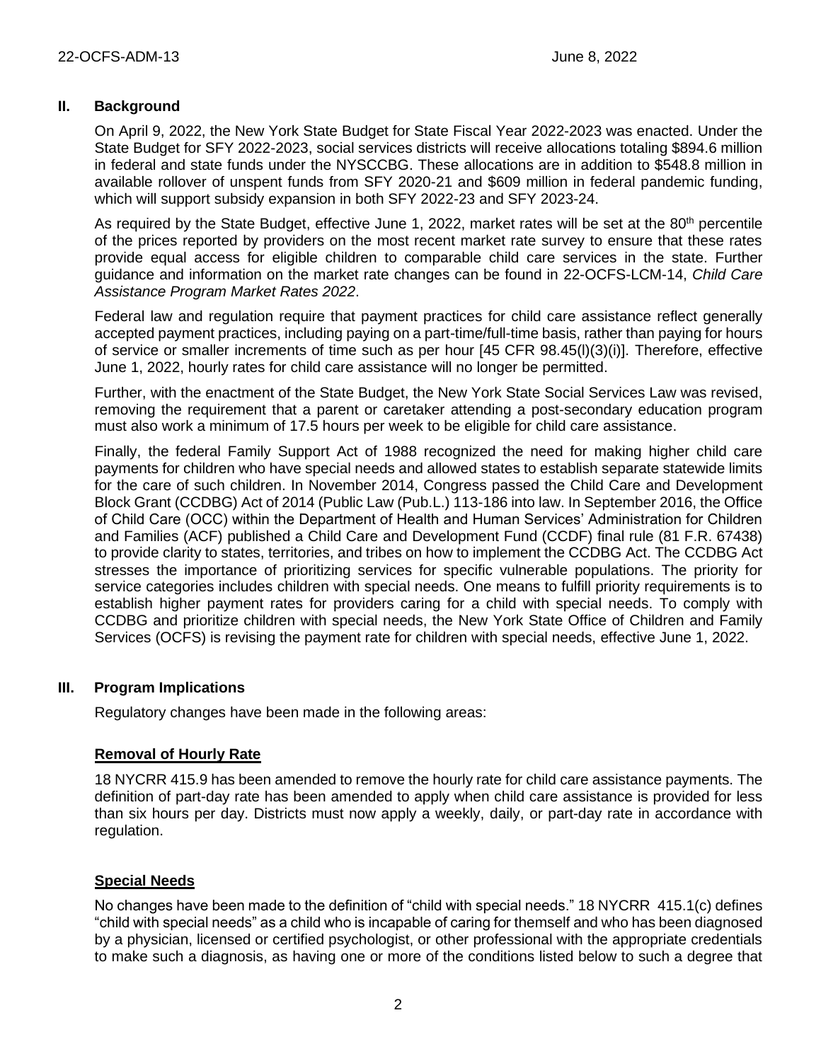## II. Background

On April 9, 2022, the New York State Budget for State Fiscal Year 2022-2023 was enacted. Under the State Budget for SFY 2022-2023, social services districts will receive allocations totaling $894.6 million in federal and state funds under the NYSCCBG. These allocations are in addition to $548.8 million in available rollover of unspent funds from SFY 2020-21 and $609 million in federal pandemic funding, which will support subsidy expansion in both SFY 2022-23 and SFY 2023-24.

As required by the State Budget, effective June 1, 2022, market rates will be set at the 80th percentile of the prices reported by providers on the most recent market rate survey to ensure that these rates provide equal access for eligible children to comparable child care services in the state. Further guidance and information on the market rate changes can be found in 22-OCFS-LCM-14, *Child Care Assistance Program Market Rates 2022*.

Federal law and regulation require that payment practices for child care assistance reflect generally accepted payment practices, including paying on a part-time/full-time basis, rather than paying for hours of service or smaller increments of time such as per hour [45 CFR 98.45(l)(3)(i)]. Therefore, effective June 1, 2022, hourly rates for child care assistance will no longer be permitted.

Further, with the enactment of the State Budget, the New York State Social Services Law was revised, removing the requirement that a parent or caretaker attending a post-secondary education program must also work a minimum of 17.5 hours per week to be eligible for child care assistance.

Finally, the federal Family Support Act of 1988 recognized the need for making higher child care payments for children who have special needs and allowed states to establish separate statewide limits for the care of such children. In November 2014, Congress passed the Child Care and Development Block Grant (CCDBG) Act of 2014 (Public Law (Pub.L.) 113-186 into law. In September 2016, the Office of Child Care (OCC) within the Department of Health and Human Services' Administration for Children and Families (ACF) published a Child Care and Development Fund (CCDF) final rule (81 F.R. 67438) to provide clarity to states, territories, and tribes on how to implement the CCDBG Act. The CCDBG Act stresses the importance of prioritizing services for specific vulnerable populations. The priority for service categories includes children with special needs. One means to fulfill priority requirements is to establish higher payment rates for providers caring for a child with special needs. To comply with CCDBG and prioritize children with special needs, the New York State Office of Children and Family Services (OCFS) is revising the payment rate for children with special needs, effective June 1, 2022.

## III. Program Implications

Regulatory changes have been made in the following areas:

### Removal of Hourly Rate

18 NYCRR 415.9 has been amended to remove the hourly rate for child care assistance payments. The definition of part-day rate has been amended to apply when child care assistance is provided for less than six hours per day. Districts must now apply a weekly, daily, or part-day rate in accordance with regulation.

### Special Needs

No changes have been made to the definition of "child with special needs." 18 NYCRR 415.1(c) defines "child with special needs" as a child who is incapable of caring for themself and who has been diagnosed by a physician, licensed or certified psychologist, or other professional with the appropriate credentials to make such a diagnosis, as having one or more of the conditions listed below to such a degree that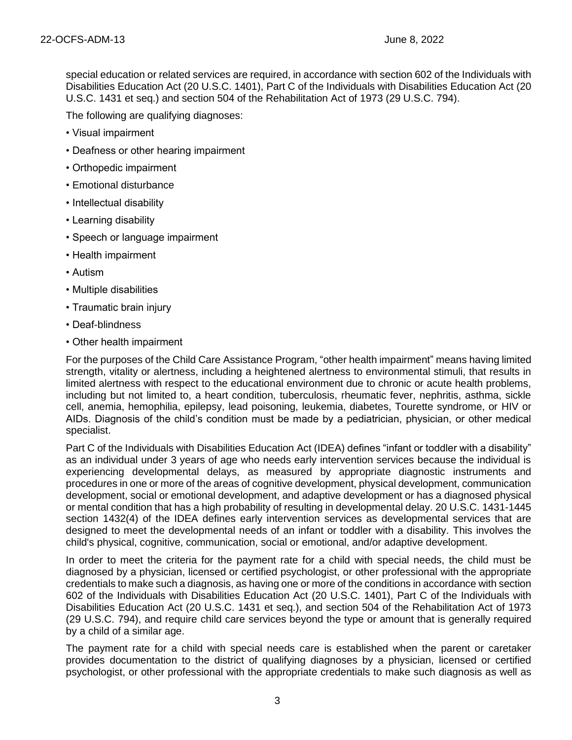special education or related services are required, in accordance with section 602 of the Individuals with Disabilities Education Act (20 U.S.C. 1401), Part C of the Individuals with Disabilities Education Act (20 U.S.C. 1431 et seq.) and section 504 of the Rehabilitation Act of 1973 (29 U.S.C. 794).

The following are qualifying diagnoses:

- Visual impairment
- Deafness or other hearing impairment
- Orthopedic impairment
- Emotional disturbance
- Intellectual disability
- Learning disability
- Speech or language impairment
- Health impairment
- Autism
- Multiple disabilities
- Traumatic brain injury
- Deaf-blindness
- Other health impairment

For the purposes of the Child Care Assistance Program, "other health impairment" means having limited strength, vitality or alertness, including a heightened alertness to environmental stimuli, that results in limited alertness with respect to the educational environment due to chronic or acute health problems, including but not limited to, a heart condition, tuberculosis, rheumatic fever, nephritis, asthma, sickle cell, anemia, hemophilia, epilepsy, lead poisoning, leukemia, diabetes, Tourette syndrome, or HIV or AIDs. Diagnosis of the child's condition must be made by a pediatrician, physician, or other medical specialist.

Part C of the Individuals with Disabilities Education Act (IDEA) defines "infant or toddler with a disability" as an individual under 3 years of age who needs early intervention services because the individual is experiencing developmental delays, as measured by appropriate diagnostic instruments and procedures in one or more of the areas of cognitive development, physical development, communication development, social or emotional development, and adaptive development or has a diagnosed physical or mental condition that has a high probability of resulting in developmental delay. 20 U.S.C. 1431-1445 section 1432(4) of the IDEA defines early intervention services as developmental services that are designed to meet the developmental needs of an infant or toddler with a disability. This involves the child's physical, cognitive, communication, social or emotional, and/or adaptive development.

In order to meet the criteria for the payment rate for a child with special needs, the child must be diagnosed by a physician, licensed or certified psychologist, or other professional with the appropriate credentials to make such a diagnosis, as having one or more of the conditions in accordance with section 602 of the Individuals with Disabilities Education Act (20 U.S.C. 1401), Part C of the Individuals with Disabilities Education Act (20 U.S.C. 1431 et seq.), and section 504 of the Rehabilitation Act of 1973 (29 U.S.C. 794), and require child care services beyond the type or amount that is generally required by a child of a similar age.

The payment rate for a child with special needs care is established when the parent or caretaker provides documentation to the district of qualifying diagnoses by a physician, licensed or certified psychologist, or other professional with the appropriate credentials to make such diagnosis as well as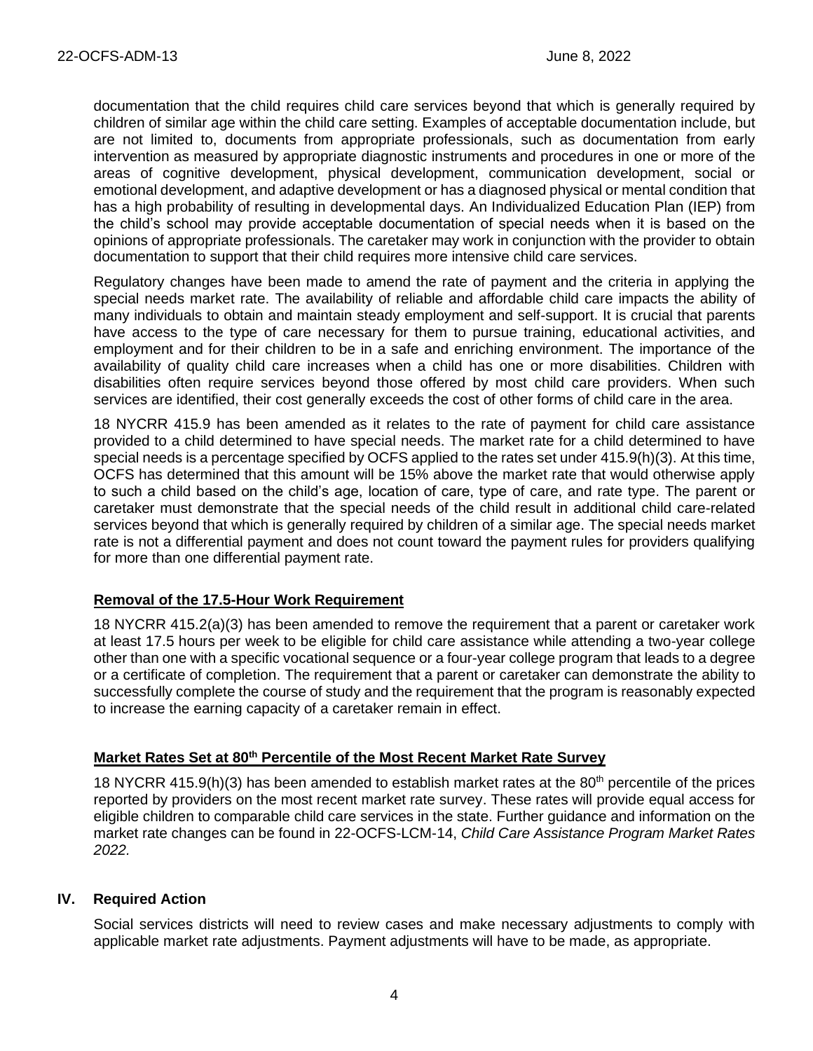documentation that the child requires child care services beyond that which is generally required by children of similar age within the child care setting. Examples of acceptable documentation include, but are not limited to, documents from appropriate professionals, such as documentation from early intervention as measured by appropriate diagnostic instruments and procedures in one or more of the areas of cognitive development, physical development, communication development, social or emotional development, and adaptive development or has a diagnosed physical or mental condition that has a high probability of resulting in developmental days. An Individualized Education Plan (IEP) from the child's school may provide acceptable documentation of special needs when it is based on the opinions of appropriate professionals. The caretaker may work in conjunction with the provider to obtain documentation to support that their child requires more intensive child care services.

Regulatory changes have been made to amend the rate of payment and the criteria in applying the special needs market rate. The availability of reliable and affordable child care impacts the ability of many individuals to obtain and maintain steady employment and self-support. It is crucial that parents have access to the type of care necessary for them to pursue training, educational activities, and employment and for their children to be in a safe and enriching environment. The importance of the availability of quality child care increases when a child has one or more disabilities. Children with disabilities often require services beyond those offered by most child care providers. When such services are identified, their cost generally exceeds the cost of other forms of child care in the area.

18 NYCRR 415.9 has been amended as it relates to the rate of payment for child care assistance provided to a child determined to have special needs. The market rate for a child determined to have special needs is a percentage specified by OCFS applied to the rates set under 415.9(h)(3). At this time, OCFS has determined that this amount will be 15% above the market rate that would otherwise apply to such a child based on the child's age, location of care, type of care, and rate type. The parent or caretaker must demonstrate that the special needs of the child result in additional child care-related services beyond that which is generally required by children of a similar age. The special needs market rate is not a differential payment and does not count toward the payment rules for providers qualifying for more than one differential payment rate.

### Removal of the 17.5-Hour Work Requirement

18 NYCRR 415.2(a)(3) has been amended to remove the requirement that a parent or caretaker work at least 17.5 hours per week to be eligible for child care assistance while attending a two-year college other than one with a specific vocational sequence or a four-year college program that leads to a degree or a certificate of completion. The requirement that a parent or caretaker can demonstrate the ability to successfully complete the course of study and the requirement that the program is reasonably expected to increase the earning capacity of a caretaker remain in effect.

### Market Rates Set at 80th Percentile of the Most Recent Market Rate Survey

18 NYCRR 415.9(h)(3) has been amended to establish market rates at the 80th percentile of the prices reported by providers on the most recent market rate survey. These rates will provide equal access for eligible children to comparable child care services in the state. Further guidance and information on the market rate changes can be found in 22-OCFS-LCM-14, *Child Care Assistance Program Market Rates 2022.*

## IV. Required Action

Social services districts will need to review cases and make necessary adjustments to comply with applicable market rate adjustments. Payment adjustments will have to be made, as appropriate.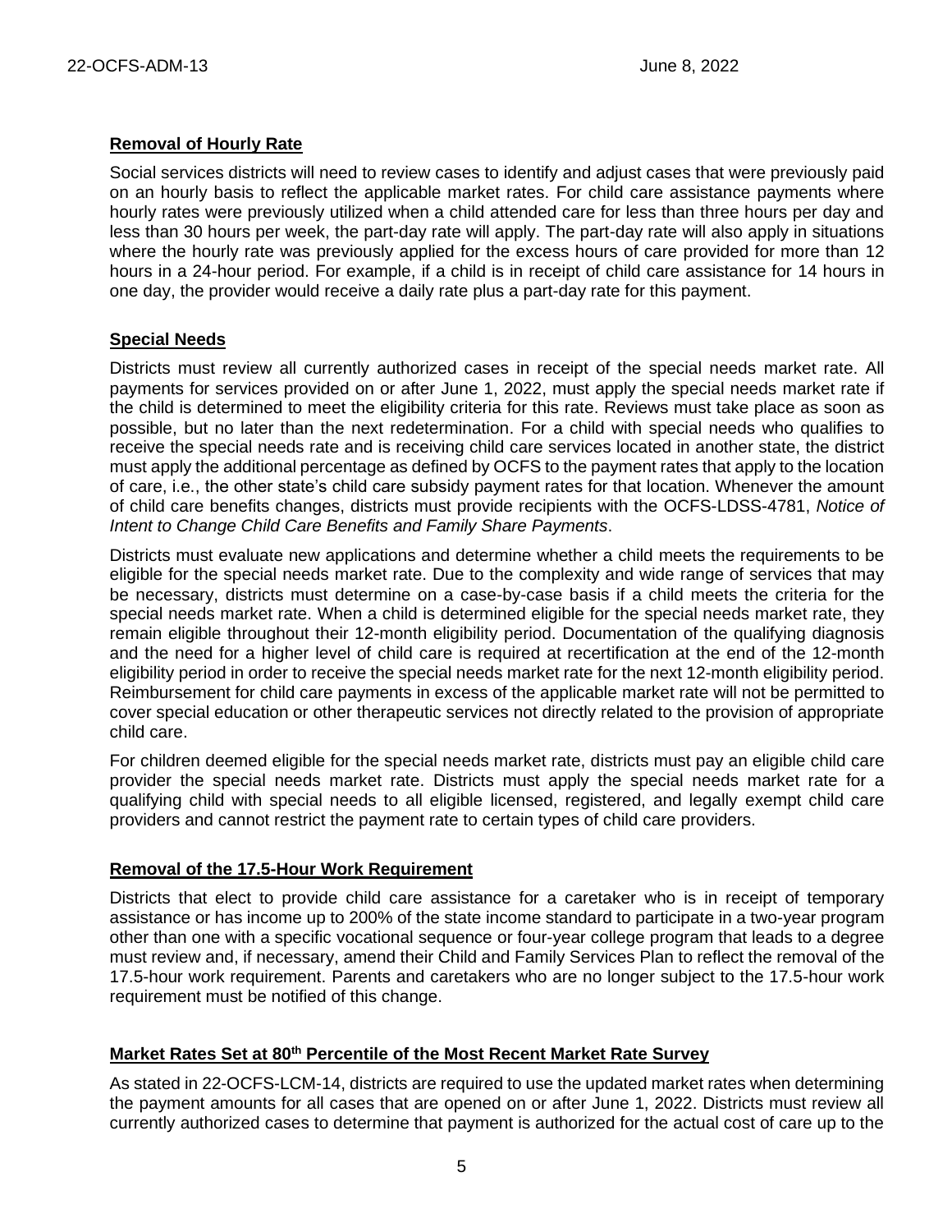**Removal of Hourly Rate**

Social services districts will need to review cases to identify and adjust cases that were previously paid on an hourly basis to reflect the applicable market rates. For child care assistance payments where hourly rates were previously utilized when a child attended care for less than three hours per day and less than 30 hours per week, the part-day rate will apply. The part-day rate will also apply in situations where the hourly rate was previously applied for the excess hours of care provided for more than 12 hours in a 24-hour period. For example, if a child is in receipt of child care assistance for 14 hours in one day, the provider would receive a daily rate plus a part-day rate for this payment.

**Special Needs**

Districts must review all currently authorized cases in receipt of the special needs market rate. All payments for services provided on or after June 1, 2022, must apply the special needs market rate if the child is determined to meet the eligibility criteria for this rate. Reviews must take place as soon as possible, but no later than the next redetermination. For a child with special needs who qualifies to receive the special needs rate and is receiving child care services located in another state, the district must apply the additional percentage as defined by OCFS to the payment rates that apply to the location of care, i.e., the other state's child care subsidy payment rates for that location. Whenever the amount of child care benefits changes, districts must provide recipients with the OCFS-LDSS-4781, *Notice of Intent to Change Child Care Benefits and Family Share Payments*.

Districts must evaluate new applications and determine whether a child meets the requirements to be eligible for the special needs market rate. Due to the complexity and wide range of services that may be necessary, districts must determine on a case-by-case basis if a child meets the criteria for the special needs market rate. When a child is determined eligible for the special needs market rate, they remain eligible throughout their 12-month eligibility period. Documentation of the qualifying diagnosis and the need for a higher level of child care is required at recertification at the end of the 12-month eligibility period in order to receive the special needs market rate for the next 12-month eligibility period. Reimbursement for child care payments in excess of the applicable market rate will not be permitted to cover special education or other therapeutic services not directly related to the provision of appropriate child care.

For children deemed eligible for the special needs market rate, districts must pay an eligible child care provider the special needs market rate. Districts must apply the special needs market rate for a qualifying child with special needs to all eligible licensed, registered, and legally exempt child care providers and cannot restrict the payment rate to certain types of child care providers.

**Removal of the 17.5-Hour Work Requirement**

Districts that elect to provide child care assistance for a caretaker who is in receipt of temporary assistance or has income up to 200% of the state income standard to participate in a two-year program other than one with a specific vocational sequence or four-year college program that leads to a degree must review and, if necessary, amend their Child and Family Services Plan to reflect the removal of the 17.5-hour work requirement. Parents and caretakers who are no longer subject to the 17.5-hour work requirement must be notified of this change.

**Market Rates Set at 80th Percentile of the Most Recent Market Rate Survey**

As stated in 22-OCFS-LCM-14, districts are required to use the updated market rates when determining the payment amounts for all cases that are opened on or after June 1, 2022. Districts must review all currently authorized cases to determine that payment is authorized for the actual cost of care up to the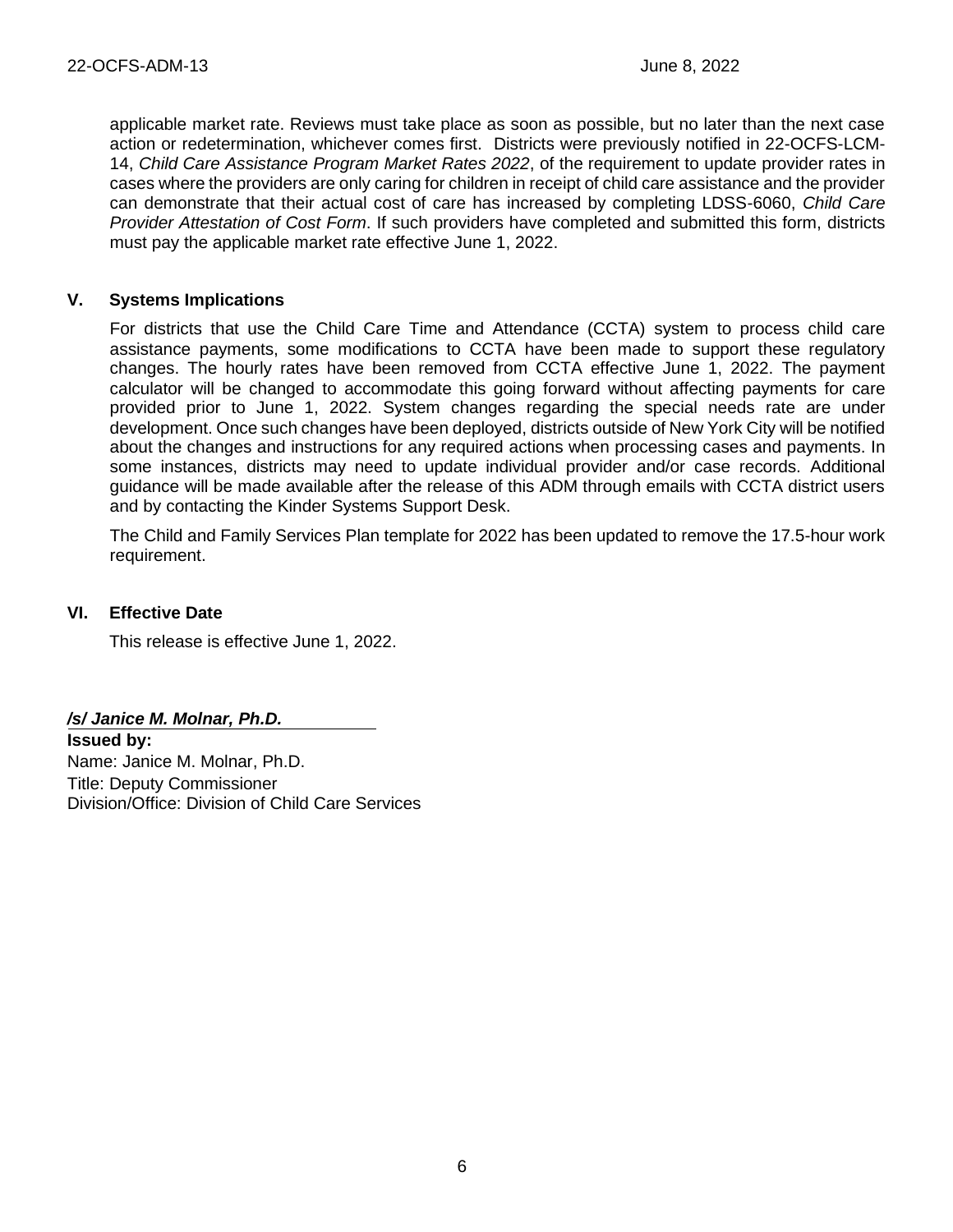applicable market rate. Reviews must take place as soon as possible, but no later than the next case action or redetermination, whichever comes first. Districts were previously notified in 22-OCFS-LCM-14, *Child Care Assistance Program Market Rates 2022*, of the requirement to update provider rates in cases where the providers are only caring for children in receipt of child care assistance and the provider can demonstrate that their actual cost of care has increased by completing LDSS-6060, *Child Care Provider Attestation of Cost Form*. If such providers have completed and submitted this form, districts must pay the applicable market rate effective June 1, 2022.

## V. Systems Implications

For districts that use the Child Care Time and Attendance (CCTA) system to process child care assistance payments, some modifications to CCTA have been made to support these regulatory changes. The hourly rates have been removed from CCTA effective June 1, 2022. The payment calculator will be changed to accommodate this going forward without affecting payments for care provided prior to June 1, 2022. System changes regarding the special needs rate are under development. Once such changes have been deployed, districts outside of New York City will be notified about the changes and instructions for any required actions when processing cases and payments. In some instances, districts may need to update individual provider and/or case records. Additional guidance will be made available after the release of this ADM through emails with CCTA district users and by contacting the Kinder Systems Support Desk.

The Child and Family Services Plan template for 2022 has been updated to remove the 17.5-hour work requirement.

## VI. Effective Date

This release is effective June 1, 2022.

***/s/ Janice M. Molnar, Ph.D.***

**Issued by:**
Name: Janice M. Molnar, Ph.D.
Title: Deputy Commissioner
Division/Office: Division of Child Care Services